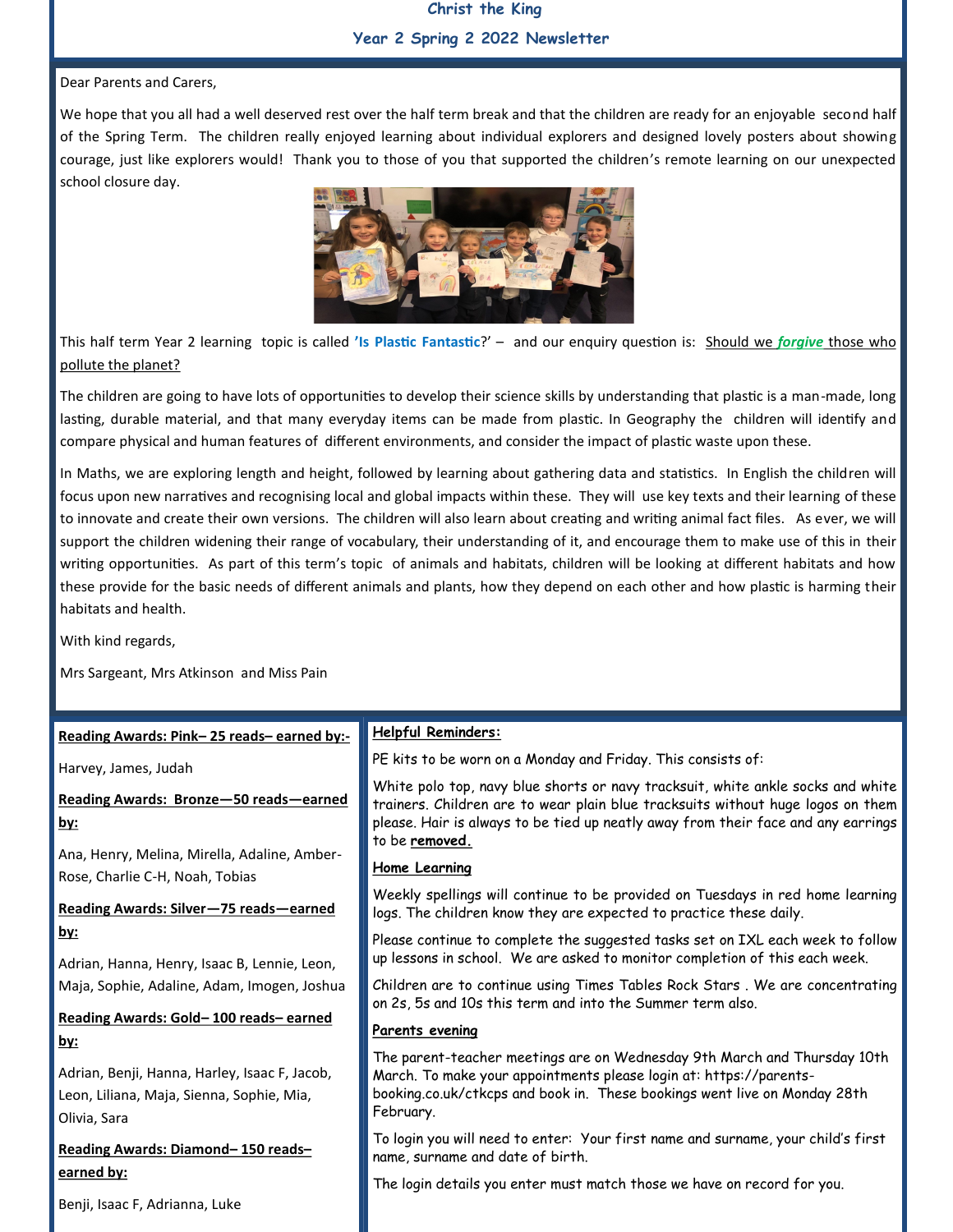# Christ the King

## Year 2 Spring 2 2022 Newsletter

Dear Parents and Carers,

We hope that you all had a well deserved rest over the half term break and that the children are ready for an enjoyable second half of the Spring Term. The children really enjoyed learning about individual explorers and designed lovely posters about showing courage, just like explorers would! Thank you to those of you that supported the children's remote learning on our unexpected school closure day.

This half term Year 2 learning topic is called **'Is Plastic Fantastic**?' – and our enquiry question is: Should we ***forgive*** those who pollute the planet?

The children are going to have lots of opportunities to develop their science skills by understanding that plastic is a man-made, long lasting, durable material, and that many everyday items can be made from plastic. In Geography the children will identify and compare physical and human features of different environments, and consider the impact of plastic waste upon these.

In Maths, we are exploring length and height, followed by learning about gathering data and statistics. In English the children will focus upon new narratives and recognising local and global impacts within these. They will use key texts and their learning of these to innovate and create their own versions. The children will also learn about creating and writing animal fact files. As ever, we will support the children widening their range of vocabulary, their understanding of it, and encourage them to make use of this in their writing opportunities. As part of this term's topic of animals and habitats, children will be looking at different habitats and how these provide for the basic needs of different animals and plants, how they depend on each other and how plastic is harming their habitats and health.

With kind regards,

Mrs Sargeant, Mrs Atkinson and Miss Pain

**Reading Awards: Pink– 25 reads– earned by:-**

Harvey, James, Judah

**Reading Awards: Bronze—50 reads—earned by:**

Ana, Henry, Melina, Mirella, Adaline, Amber-Rose, Charlie C-H, Noah, Tobias

**Reading Awards: Silver—75 reads—earned by:**

Adrian, Hanna, Henry, Isaac B, Lennie, Leon, Maja, Sophie, Adaline, Adam, Imogen, Joshua

**Reading Awards: Gold– 100 reads– earned by:**

Adrian, Benji, Hanna, Harley, Isaac F, Jacob, Leon, Liliana, Maja, Sienna, Sophie, Mia, Olivia, Sara

**Reading Awards: Diamond– 150 reads– earned by:**

Benji, Isaac F, Adrianna, Luke

**Helpful Reminders:**

PE kits to be worn on a Monday and Friday. This consists of:

White polo top, navy blue shorts or navy tracksuit, white ankle socks and white trainers. Children are to wear plain blue tracksuits without huge logos on them please. Hair is always to be tied up neatly away from their face and any earrings to be **removed.**

**Home Learning**

Weekly spellings will continue to be provided on Tuesdays in red home learning logs. The children know they are expected to practice these daily.

Please continue to complete the suggested tasks set on IXL each week to follow up lessons in school. We are asked to monitor completion of this each week.

Children are to continue using Times Tables Rock Stars . We are concentrating on 2s, 5s and 10s this term and into the Summer term also.

**Parents evening**

The parent-teacher meetings are on Wednesday 9th March and Thursday 10th March. To make your appointments please login at: https://parents-booking.co.uk/ctkcps and book in. These bookings went live on Monday 28th February.

To login you will need to enter: Your first name and surname, your child's first name, surname and date of birth.

The login details you enter must match those we have on record for you.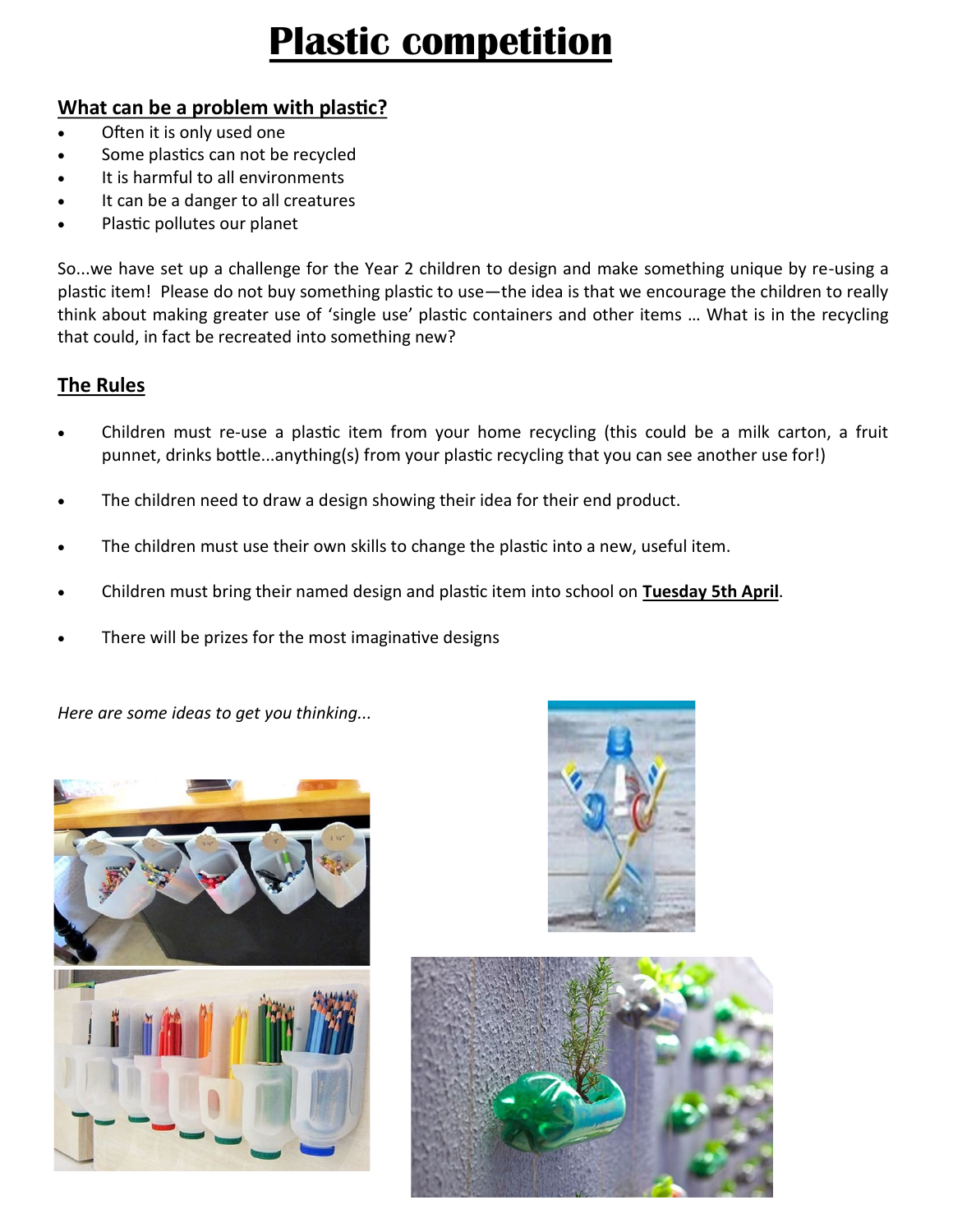# Plastic competition

## What can be a problem with plastic?

- Often it is only used one
- Some plastics can not be recycled
- It is harmful to all environments
- It can be a danger to all creatures
- Plastic pollutes our planet

So...we have set up a challenge for the Year 2 children to design and make something unique by re-using a plastic item! Please do not buy something plastic to use—the idea is that we encourage the children to really think about making greater use of 'single use' plastic containers and other items … What is in the recycling that could, in fact be recreated into something new?

## The Rules

- Children must re-use a plastic item from your home recycling (this could be a milk carton, a fruit punnet, drinks bottle...anything(s) from your plastic recycling that you can see another use for!)
- The children need to draw a design showing their idea for their end product.
- The children must use their own skills to change the plastic into a new, useful item.
- Children must bring their named design and plastic item into school on **Tuesday 5th April**.
- There will be prizes for the most imaginative designs

*Here are some ideas to get you thinking...*